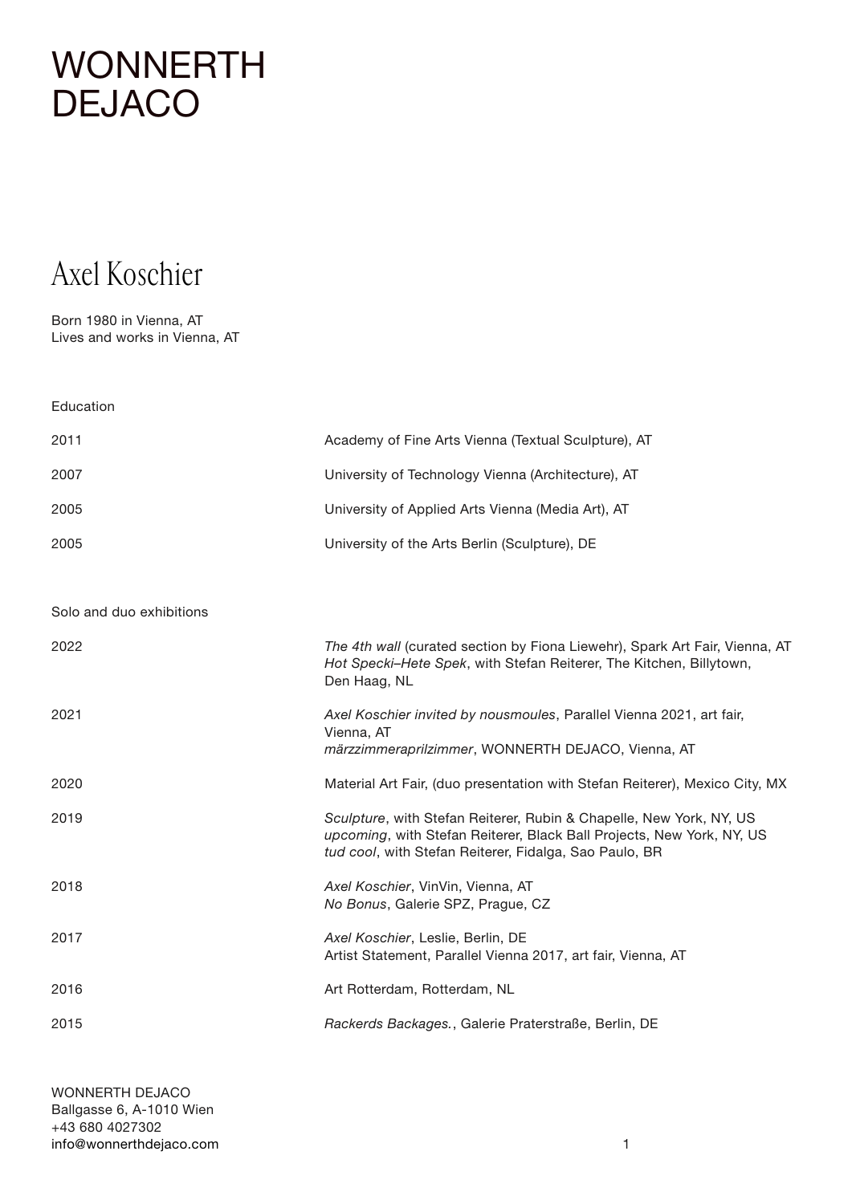# WONNERTH DEJACO

## Axel Koschier

Born 1980 in Vienna, AT
Lives and works in Vienna, AT

### Education

| | |
|---|---|
| 2011 | Academy of Fine Arts Vienna (Textual Sculpture), AT |
| 2007 | University of Technology Vienna (Architecture), AT |
| 2005 | University of Applied Arts Vienna (Media Art), AT |
| 2005 | University of the Arts Berlin (Sculpture), DE |

### Solo and duo exhibitions

| | |
|---|---|
| 2022 | *The 4th wall* (curated section by Fiona Liewehr), Spark Art Fair, Vienna, AT<br>*Hot Specki–Hete Spek*, with Stefan Reiterer, The Kitchen, Billytown, Den Haag, NL |
| 2021 | *Axel Koschier invited by nousmoules*, Parallel Vienna 2021, art fair, Vienna, AT<br>*märzzimmeraprilzimmer*, WONNERTH DEJACO, Vienna, AT |
| 2020 | Material Art Fair, (duo presentation with Stefan Reiterer), Mexico City, MX |
| 2019 | *Sculpture*, with Stefan Reiterer, Rubin & Chapelle, New York, NY, US<br>*upcoming*, with Stefan Reiterer, Black Ball Projects, New York, NY, US<br>*tud cool*, with Stefan Reiterer, Fidalga, Sao Paulo, BR |
| 2018 | *Axel Koschier*, VinVin, Vienna, AT<br>*No Bonus*, Galerie SPZ, Prague, CZ |
| 2017 | *Axel Koschier*, Leslie, Berlin, DE<br>Artist Statement, Parallel Vienna 2017, art fair, Vienna, AT |
| 2016 | Art Rotterdam, Rotterdam, NL |
| 2015 | *Rackerds Backages.*, Galerie Praterstraße, Berlin, DE |

WONNERTH DEJACO
Ballgasse 6, A-1010 Wien
+43 680 4027302
info@wonnerthdejaco.com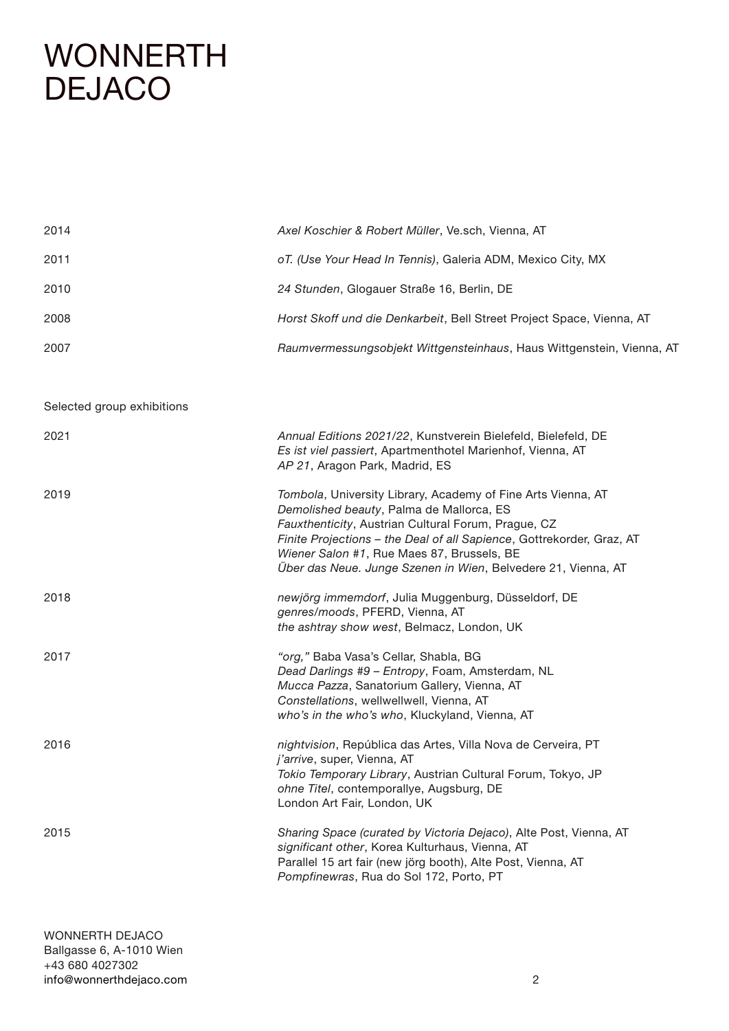# WONNERTH DEJACO

| | |
|---|---|
| 2014 | *Axel Koschier & Robert Müller*, Ve.sch, Vienna, AT |
| 2011 | *oT. (Use Your Head In Tennis)*, Galeria ADM, Mexico City, MX |
| 2010 | *24 Stunden*, Glogauer Straße 16, Berlin, DE |
| 2008 | *Horst Skoff und die Denkarbeit*, Bell Street Project Space, Vienna, AT |
| 2007 | *Raumvermessungsobjekt Wittgensteinhaus*, Haus Wittgenstein, Vienna, AT |

Selected group exhibitions

| | |
|---|---|
| 2021 | *Annual Editions 2021/22*, Kunstverein Bielefeld, Bielefeld, DE<br>*Es ist viel passiert*, Apartmenthotel Marienhof, Vienna, AT<br>*AP 21*, Aragon Park, Madrid, ES |
| 2019 | *Tombola*, University Library, Academy of Fine Arts Vienna, AT<br>*Demolished beauty*, Palma de Mallorca, ES<br>*Fauxthenticity*, Austrian Cultural Forum, Prague, CZ<br>*Finite Projections – the Deal of all Sapience*, Gottrekorder, Graz, AT<br>*Wiener Salon #1*, Rue Maes 87, Brussels, BE<br>*Über das Neue. Junge Szenen in Wien*, Belvedere 21, Vienna, AT |
| 2018 | *newjörg immemdorf*, Julia Muggenburg, Düsseldorf, DE<br>*genres/moods*, PFERD, Vienna, AT<br>*the ashtray show west*, Belmacz, London, UK |
| 2017 | *"org,"* Baba Vasa's Cellar, Shabla, BG<br>*Dead Darlings #9 – Entropy*, Foam, Amsterdam, NL<br>*Mucca Pazza*, Sanatorium Gallery, Vienna, AT<br>*Constellations*, wellwellwell, Vienna, AT<br>*who's in the who's who*, Kluckyland, Vienna, AT |
| 2016 | *nightvision*, República das Artes, Villa Nova de Cerveira, PT<br>*j'arrive*, super, Vienna, AT<br>*Tokio Temporary Library*, Austrian Cultural Forum, Tokyo, JP<br>*ohne Titel*, contemporallye, Augsburg, DE<br>London Art Fair, London, UK |
| 2015 | *Sharing Space (curated by Victoria Dejaco)*, Alte Post, Vienna, AT<br>*significant other*, Korea Kulturhaus, Vienna, AT<br>Parallel 15 art fair (new jörg booth), Alte Post, Vienna, AT<br>*Pompfinewras*, Rua do Sol 172, Porto, PT |

WONNERTH DEJACO
Ballgasse 6, A-1010 Wien
+43 680 4027302
info@wonnerthdejaco.com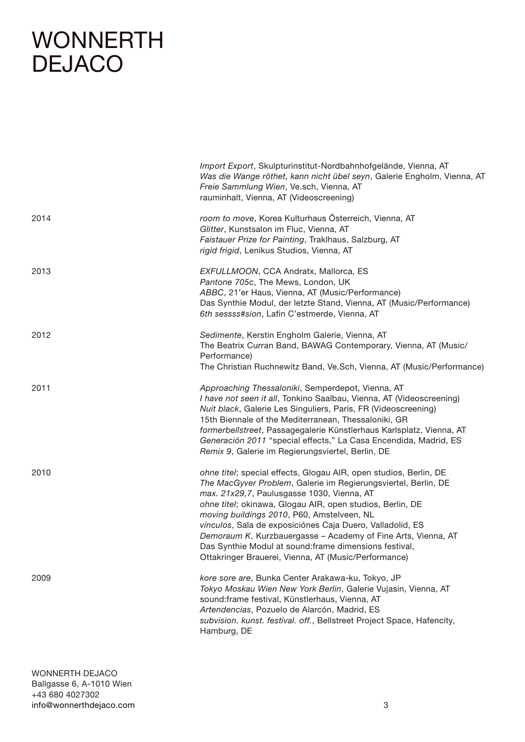*Import Export*, Skulpturinstitut-Nordbahnhofgelände, Vienna, AT
*Was die Wange röthet, kann nicht übel seyn*, Galerie Engholm, Vienna, AT
*Freie Sammlung Wien*, Ve.sch, Vienna, AT
rauminhalt, Vienna, AT (Videoscreening)

**2014**

*room to move*, Korea Kulturhaus Österreich, Vienna, AT
*Glitter*, Kunstsalon im Fluc, Vienna, AT
*Faistauer Prize for Painting*, Traklhaus, Salzburg, AT
*rigid frigid*, Lenikus Studios, Vienna, AT

**2013**

*EXFULLMOON*, CCA Andratx, Mallorca, ES
*Pantone 705c*, The Mews, London, UK
*ABBC*, 21'er Haus, Vienna, AT (Music/Performance)
Das Synthie Modul, der letzte Stand, Vienna, AT (Music/Performance)
*6th sessss#sion*, Lafin C'estmerde, Vienna, AT

**2012**

*Sedimente*, Kerstin Engholm Galerie, Vienna, AT
The Beatrix Curran Band, BAWAG Contemporary, Vienna, AT (Music/Performance)
The Christian Ruchnewitz Band, Ve.Sch, Vienna, AT (Music/Performance)

**2011**

*Approaching Thessaloniki*, Semperdepot, Vienna, AT
*I have not seen it all*, Tonkino Saalbau, Vienna, AT (Videoscreening)
*Nuit black*, Galerie Les Singuliers, Paris, FR (Videoscreening)
15th Biennale of the Mediterranean, Thessaloniki, GR
*formerbellstreet*, Passagegalerie Künstlerhaus Karlsplatz, Vienna, AT
*Generación 2011* "special effects," La Casa Encendida, Madrid, ES
*Remix 9*, Galerie im Regierungsviertel, Berlin, DE

**2010**

*ohne titel*; special effects, Glogau AIR, open studios, Berlin, DE
*The MacGyver Problem*, Galerie im Regierungsviertel, Berlin, DE
*max. 21x29,7*, Paulusgasse 1030, Vienna, AT
*ohne titel*; okinawa, Glogau AIR, open studios, Berlin, DE
*moving buildings 2010*, P60, Amstelveen, NL
*vínculos*, Sala de exposiciónes Caja Duero, Valladolid, ES
*Demoraum K*, Kurzbauergasse – Academy of Fine Arts, Vienna, AT
Das Synthie Modul at sound:frame dimensions festival, Ottakringer Brauerei, Vienna, AT (Music/Performance)

**2009**

*kore sore are*, Bunka Center Arakawa-ku, Tokyo, JP
*Tokyo Moskau Wien New York Berlin*, Galerie Vujasin, Vienna, AT
sound:frame festival, Künstlerhaus, Vienna, AT
*Artendencias*, Pozuelo de Alarcón, Madrid, ES
*subvision. kunst. festival. off.*, Bellstreet Project Space, Hafencity, Hamburg, DE

WONNERTH DEJACO
Ballgasse 6, A-1010 Wien
+43 680 4027302
info@wonnerthdejaco.com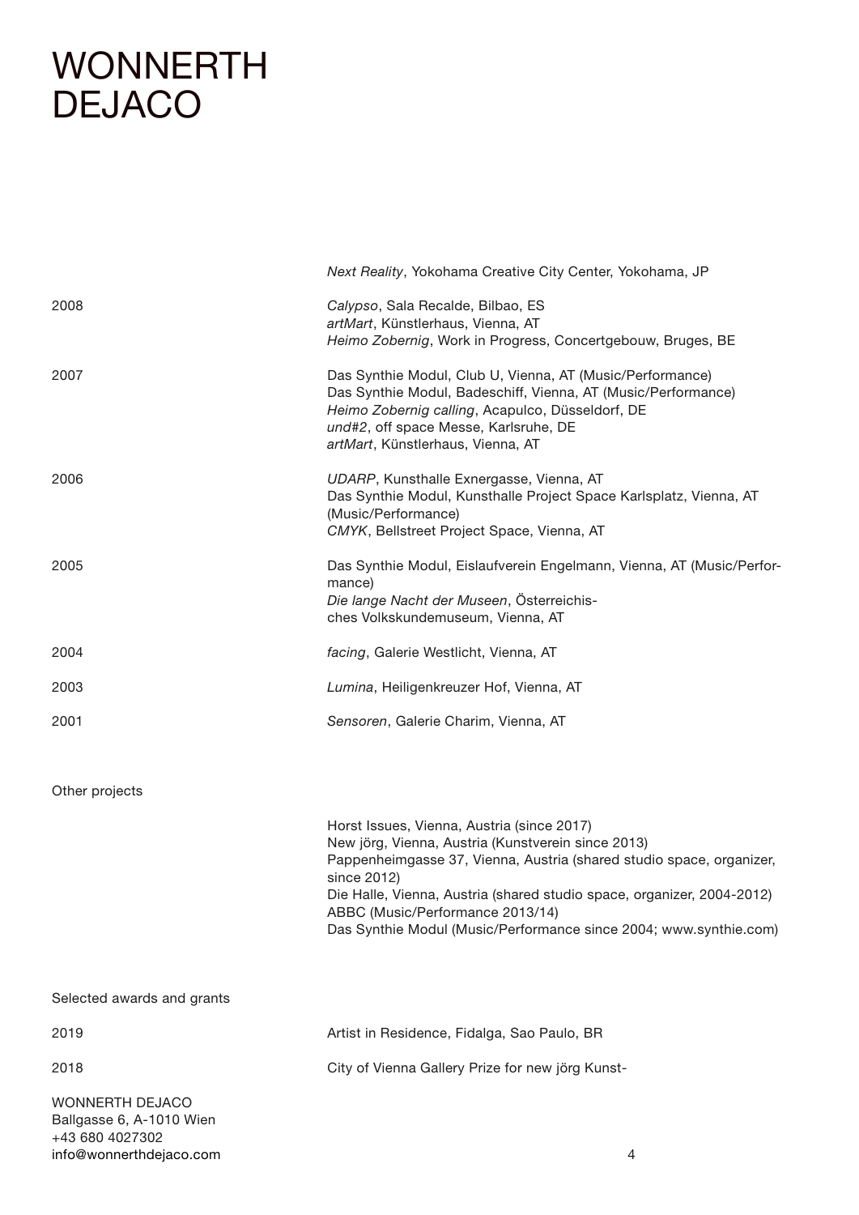| | |
|---|---|
| | *Next Reality*, Yokohama Creative City Center, Yokohama, JP |
| 2008 | *Calypso*, Sala Recalde, Bilbao, ES<br>*artMart*, Künstlerhaus, Vienna, AT<br>*Heimo Zobernig*, Work in Progress, Concertgebouw, Bruges, BE |
| 2007 | Das Synthie Modul, Club U, Vienna, AT (Music/Performance)<br>Das Synthie Modul, Badeschiff, Vienna, AT (Music/Performance)<br>*Heimo Zobernig calling*, Acapulco, Düsseldorf, DE<br>*und#2*, off space Messe, Karlsruhe, DE<br>*artMart*, Künstlerhaus, Vienna, AT |
| 2006 | *UDARP*, Kunsthalle Exnergasse, Vienna, AT<br>Das Synthie Modul, Kunsthalle Project Space Karlsplatz, Vienna, AT (Music/Performance)<br>*CMYK*, Bellstreet Project Space, Vienna, AT |
| 2005 | Das Synthie Modul, Eislaufverein Engelmann, Vienna, AT (Music/Performance)<br>*Die lange Nacht der Museen*, Österreichisches Volkskundemuseum, Vienna, AT |
| 2004 | *facing*, Galerie Westlicht, Vienna, AT |
| 2003 | *Lumina*, Heiligenkreuzer Hof, Vienna, AT |
| 2001 | *Sensoren*, Galerie Charim, Vienna, AT |

Other projects

Horst Issues, Vienna, Austria (since 2017)
New jörg, Vienna, Austria (Kunstverein since 2013)
Pappenheimgasse 37, Vienna, Austria (shared studio space, organizer, since 2012)
Die Halle, Vienna, Austria (shared studio space, organizer, 2004-2012)
ABBC (Music/Performance 2013/14)
Das Synthie Modul (Music/Performance since 2004; www.synthie.com)

Selected awards and grants

| | |
|---|---|
| 2019 | Artist in Residence, Fidalga, Sao Paulo, BR |
| 2018 | City of Vienna Gallery Prize for new jörg Kunst- |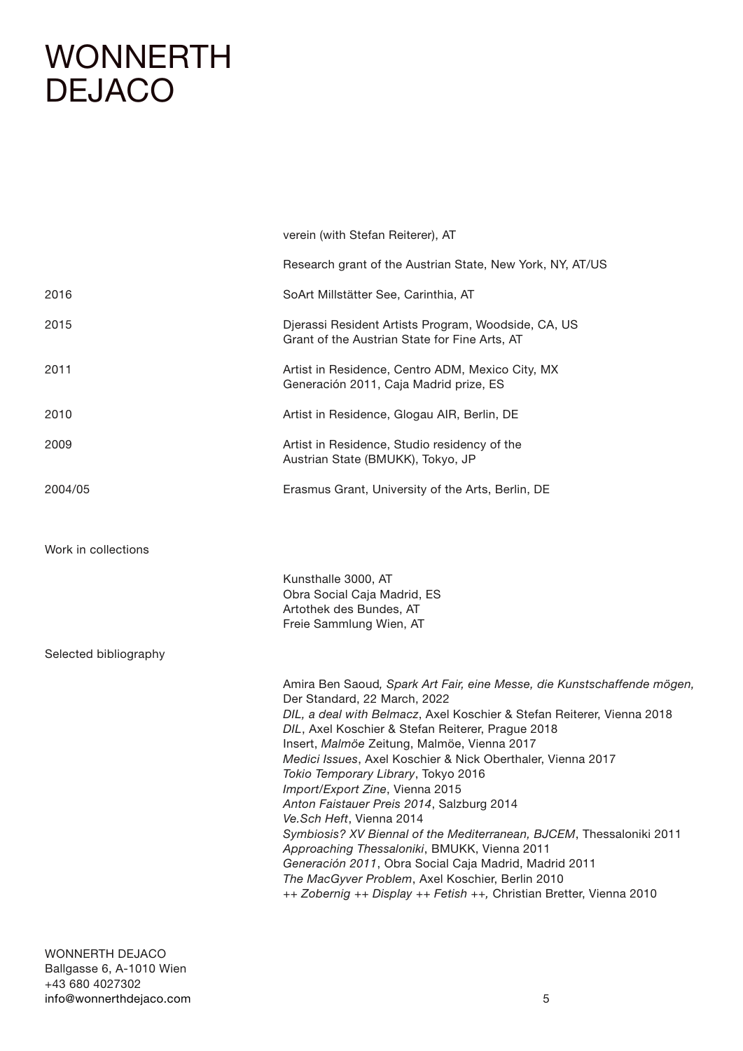| | |
|---|---|
| | verein (with Stefan Reiterer), AT |
| | Research grant of the Austrian State, New York, NY, AT/US |
| 2016 | SoArt Millstätter See, Carinthia, AT |
| 2015 | Djerassi Resident Artists Program, Woodside, CA, US<br>Grant of the Austrian State for Fine Arts, AT |
| 2011 | Artist in Residence, Centro ADM, Mexico City, MX<br>Generación 2011, Caja Madrid prize, ES |
| 2010 | Artist in Residence, Glogau AIR, Berlin, DE |
| 2009 | Artist in Residence, Studio residency of the Austrian State (BMUKK), Tokyo, JP |
| 2004/05 | Erasmus Grant, University of the Arts, Berlin, DE |

## Work in collections

Kunsthalle 3000, AT
Obra Social Caja Madrid, ES
Artothek des Bundes, AT
Freie Sammlung Wien, AT

## Selected bibliography

Amira Ben Saoud, *Spark Art Fair, eine Messe, die Kunstschaffende mögen,* Der Standard, 22 March, 2022
*DIL, a deal with Belmacz*, Axel Koschier & Stefan Reiterer, Vienna 2018
*DIL*, Axel Koschier & Stefan Reiterer, Prague 2018
Insert, *Malmöe* Zeitung, Malmöe, Vienna 2017
*Medici Issues*, Axel Koschier & Nick Oberthaler, Vienna 2017
*Tokio Temporary Library*, Tokyo 2016
*Import/Export Zine*, Vienna 2015
*Anton Faistauer Preis 2014*, Salzburg 2014
*Ve.Sch Heft*, Vienna 2014
*Symbiosis? XV Biennal of the Mediterranean, BJCEM*, Thessaloniki 2011
*Approaching Thessaloniki*, BMUKK, Vienna 2011
*Generación 2011*, Obra Social Caja Madrid, Madrid 2011
*The MacGyver Problem*, Axel Koschier, Berlin 2010
*++ Zobernig ++ Display ++ Fetish ++,* Christian Bretter, Vienna 2010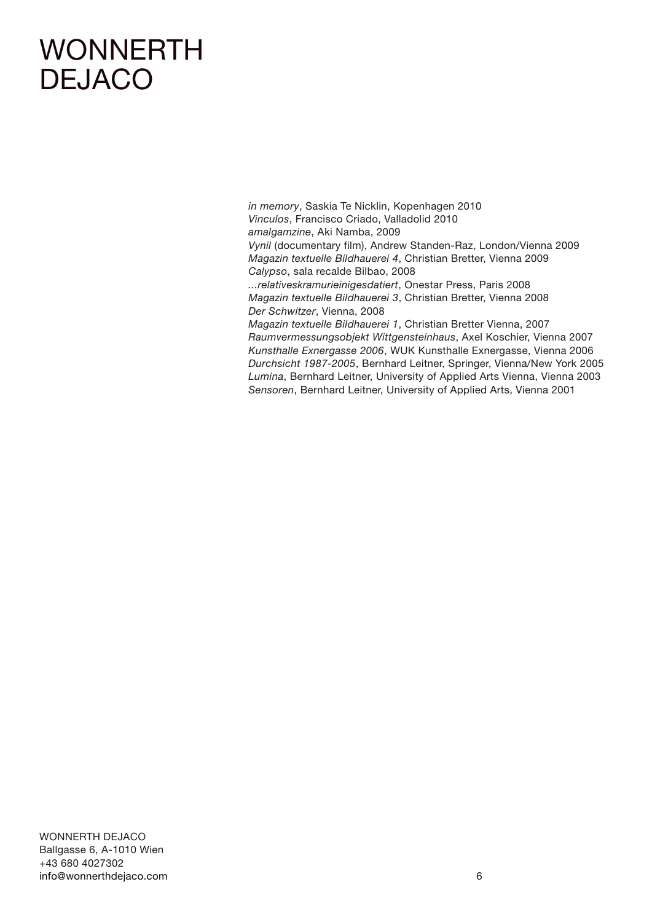*in memory*, Saskia Te Nicklin, Kopenhagen 2010
*Vinculos*, Francisco Criado, Valladolid 2010
*amalgamzine*, Aki Namba, 2009
*Vynil* (documentary film), Andrew Standen-Raz, London/Vienna 2009
*Magazin textuelle Bildhauerei 4*, Christian Bretter, Vienna 2009
*Calypso*, sala recalde Bilbao, 2008
*...relativeskramurieinigesdatiert*, Onestar Press, Paris 2008
*Magazin textuelle Bildhauerei 3*, Christian Bretter, Vienna 2008
*Der Schwitzer*, Vienna, 2008
*Magazin textuelle Bildhauerei 1*, Christian Bretter Vienna, 2007
*Raumvermessungsobjekt Wittgensteinhaus*, Axel Koschier, Vienna 2007
*Kunsthalle Exnergasse 2006*, WUK Kunsthalle Exnergasse, Vienna 2006
*Durchsicht 1987-2005*, Bernhard Leitner, Springer, Vienna/New York 2005
*Lumina*, Bernhard Leitner, University of Applied Arts Vienna, Vienna 2003
*Sensoren*, Bernhard Leitner, University of Applied Arts, Vienna 2001